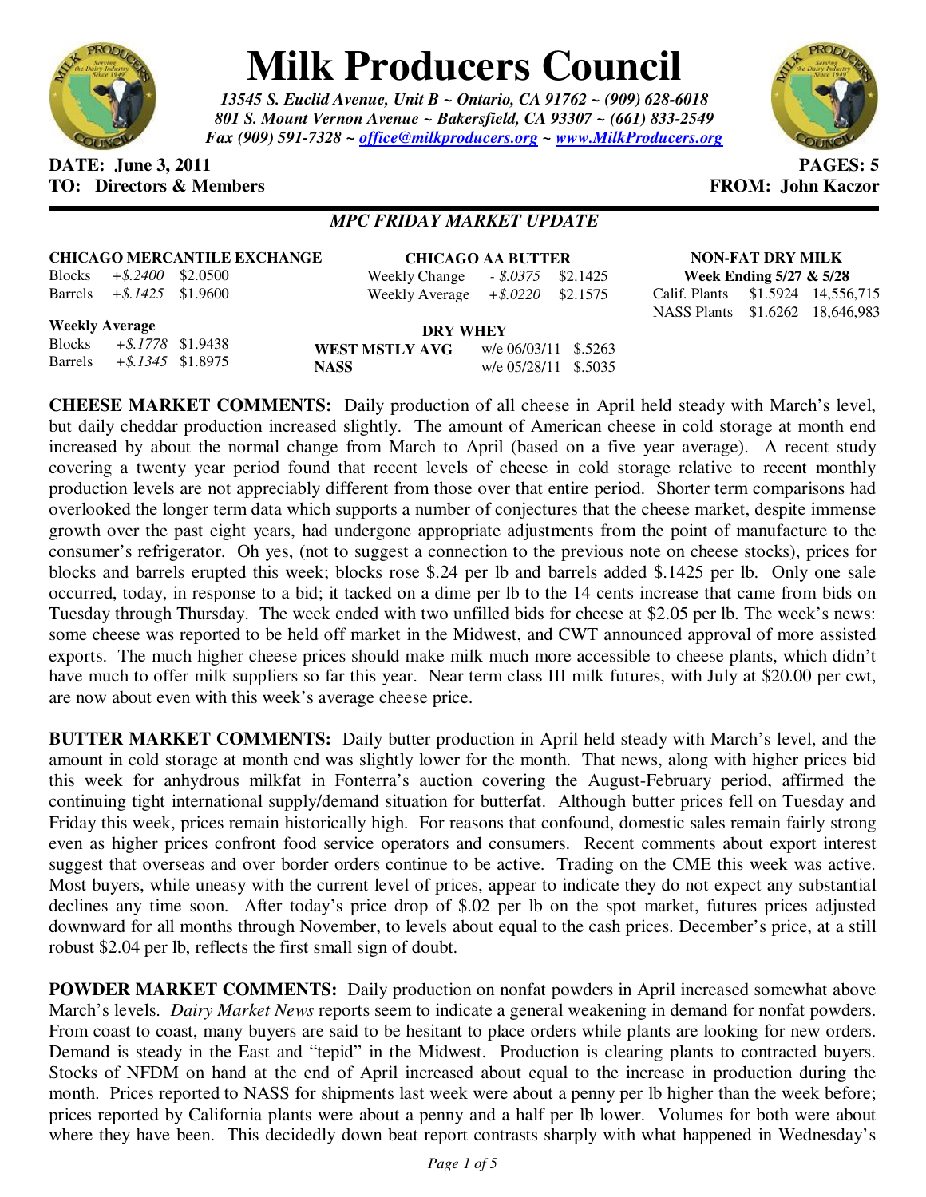# Milk Producers Council

***13545 S. Euclid Avenue, Unit B ~ Ontario, CA 91762 ~ (909) 628-6018***
***801 S. Mount Vernon Avenue ~ Bakersfield, CA 93307 ~ (661) 833-2549***
***Fax (909) 591-7328 ~ office@milkproducers.org ~ www.MilkProducers.org***

**DATE: June 3, 2011** **PAGES: 5**
**TO: Directors & Members** **FROM: John Kaczor**

***MPC FRIDAY MARKET UPDATE***

**CHICAGO MERCANTILE EXCHANGE**

| | | |
|---|---|---|
| Blocks | *+$.2400* | $2.0500 |
| Barrels | *+$.1425* | $1.9600 |

**Weekly Average**

| | | |
|---|---|---|
| Blocks | *+$.1778* | $1.9438 |
| Barrels | *+$.1345* | $1.8975 |

**CHICAGO AA BUTTER**

| | | |
|---|---|---|
| Weekly Change | *- $.0375* | $2.1425 |
| Weekly Average | *+$.0220* | $2.1575 |

**DRY WHEY**

| | | |
|---|---|---|
| **WEST MSTLY AVG** | w/e 06/03/11 | $.5263 |
| **NASS** | w/e 05/28/11 | $.5035 |

**NON-FAT DRY MILK**
**Week Ending 5/27 & 5/28**

| | | |
|---|---|---|
| Calif. Plants | $1.5924 | 14,556,715 |
| NASS Plants | $1.6262 | 18,646,983 |

**CHEESE MARKET COMMENTS:** Daily production of all cheese in April held steady with March's level, but daily cheddar production increased slightly. The amount of American cheese in cold storage at month end increased by about the normal change from March to April (based on a five year average). A recent study covering a twenty year period found that recent levels of cheese in cold storage relative to recent monthly production levels are not appreciably different from those over that entire period. Shorter term comparisons had overlooked the longer term data which supports a number of conjectures that the cheese market, despite immense growth over the past eight years, had undergone appropriate adjustments from the point of manufacture to the consumer's refrigerator. Oh yes, (not to suggest a connection to the previous note on cheese stocks), prices for blocks and barrels erupted this week; blocks rose $.24 per lb and barrels added $.1425 per lb. Only one sale occurred, today, in response to a bid; it tacked on a dime per lb to the 14 cents increase that came from bids on Tuesday through Thursday. The week ended with two unfilled bids for cheese at $2.05 per lb. The week's news: some cheese was reported to be held off market in the Midwest, and CWT announced approval of more assisted exports. The much higher cheese prices should make milk much more accessible to cheese plants, which didn't have much to offer milk suppliers so far this year. Near term class III milk futures, with July at $20.00 per cwt, are now about even with this week's average cheese price.

**BUTTER MARKET COMMENTS:** Daily butter production in April held steady with March's level, and the amount in cold storage at month end was slightly lower for the month. That news, along with higher prices bid this week for anhydrous milkfat in Fonterra's auction covering the August-February period, affirmed the continuing tight international supply/demand situation for butterfat. Although butter prices fell on Tuesday and Friday this week, prices remain historically high. For reasons that confound, domestic sales remain fairly strong even as higher prices confront food service operators and consumers. Recent comments about export interest suggest that overseas and over border orders continue to be active. Trading on the CME this week was active. Most buyers, while uneasy with the current level of prices, appear to indicate they do not expect any substantial declines any time soon. After today's price drop of $.02 per lb on the spot market, futures prices adjusted downward for all months through November, to levels about equal to the cash prices. December's price, at a still robust $2.04 per lb, reflects the first small sign of doubt.

**POWDER MARKET COMMENTS:** Daily production on nonfat powders in April increased somewhat above March's levels. *Dairy Market News* reports seem to indicate a general weakening in demand for nonfat powders. From coast to coast, many buyers are said to be hesitant to place orders while plants are looking for new orders. Demand is steady in the East and "tepid" in the Midwest. Production is clearing plants to contracted buyers. Stocks of NFDM on hand at the end of April increased about equal to the increase in production during the month. Prices reported to NASS for shipments last week were about a penny per lb higher than the week before; prices reported by California plants were about a penny and a half per lb lower. Volumes for both were about where they have been. This decidedly down beat report contrasts sharply with what happened in Wednesday's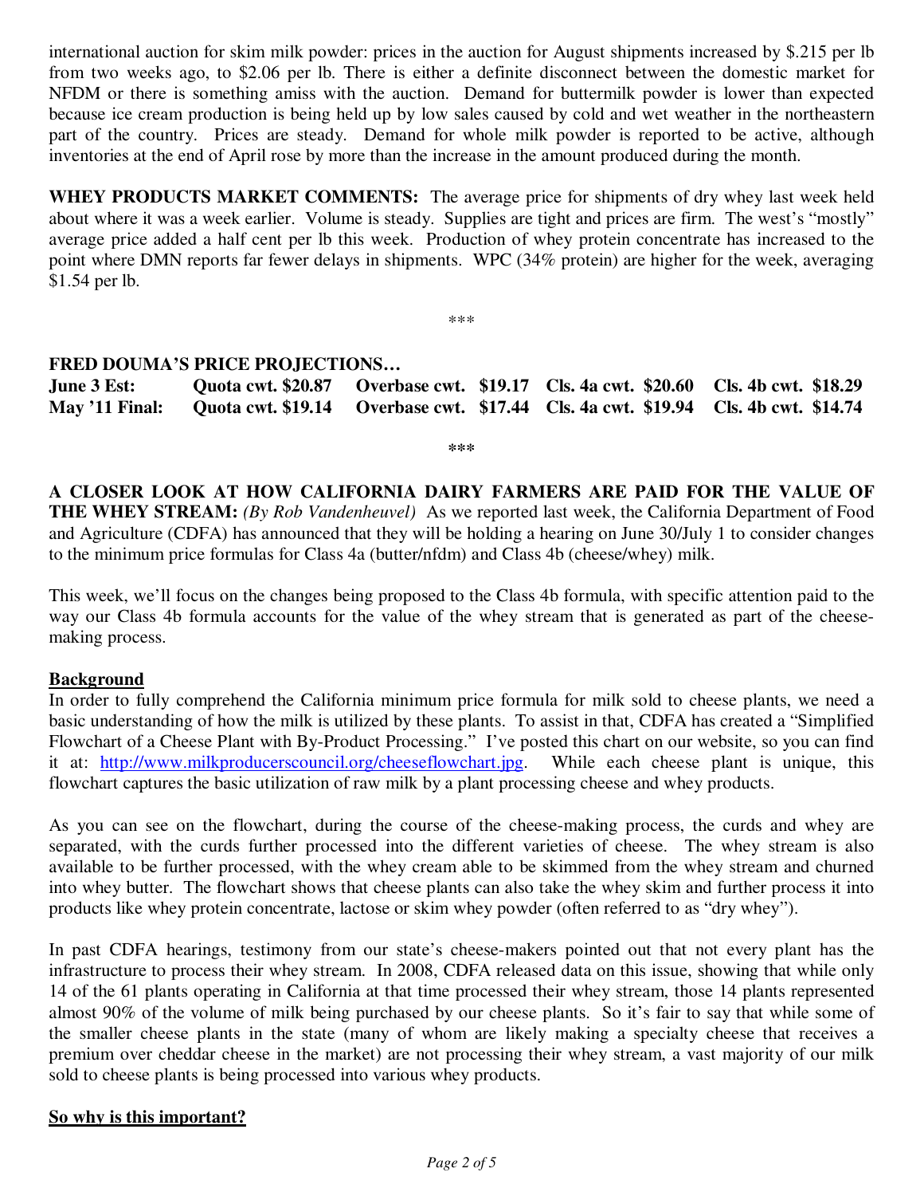international auction for skim milk powder: prices in the auction for August shipments increased by $.215 per lb from two weeks ago, to $2.06 per lb. There is either a definite disconnect between the domestic market for NFDM or there is something amiss with the auction. Demand for buttermilk powder is lower than expected because ice cream production is being held up by low sales caused by cold and wet weather in the northeastern part of the country. Prices are steady. Demand for whole milk powder is reported to be active, although inventories at the end of April rose by more than the increase in the amount produced during the month.

**WHEY PRODUCTS MARKET COMMENTS:** The average price for shipments of dry whey last week held about where it was a week earlier. Volume is steady. Supplies are tight and prices are firm. The west's "mostly" average price added a half cent per lb this week. Production of whey protein concentrate has increased to the point where DMN reports far fewer delays in shipments. WPC (34% protein) are higher for the week, averaging $1.54 per lb.

\*\*\*

**FRED DOUMA'S PRICE PROJECTIONS…**

| | | | | |
|---|---|---|---|---|
| **June 3 Est:** | **Quota cwt. $20.87** | **Overbase cwt. $19.17** | **Cls. 4a cwt. $20.60** | **Cls. 4b cwt. $18.29** |
| **May '11 Final:** | **Quota cwt. $19.14** | **Overbase cwt. $17.44** | **Cls. 4a cwt. $19.94** | **Cls. 4b cwt. $14.74** |

\*\*\*

**A CLOSER LOOK AT HOW CALIFORNIA DAIRY FARMERS ARE PAID FOR THE VALUE OF THE WHEY STREAM:** *(By Rob Vandenheuvel)* As we reported last week, the California Department of Food and Agriculture (CDFA) has announced that they will be holding a hearing on June 30/July 1 to consider changes to the minimum price formulas for Class 4a (butter/nfdm) and Class 4b (cheese/whey) milk.

This week, we'll focus on the changes being proposed to the Class 4b formula, with specific attention paid to the way our Class 4b formula accounts for the value of the whey stream that is generated as part of the cheese-making process.

**Background**

In order to fully comprehend the California minimum price formula for milk sold to cheese plants, we need a basic understanding of how the milk is utilized by these plants. To assist in that, CDFA has created a "Simplified Flowchart of a Cheese Plant with By-Product Processing." I've posted this chart on our website, so you can find it at: http://www.milkproducerscouncil.org/cheeseflowchart.jpg. While each cheese plant is unique, this flowchart captures the basic utilization of raw milk by a plant processing cheese and whey products.

As you can see on the flowchart, during the course of the cheese-making process, the curds and whey are separated, with the curds further processed into the different varieties of cheese. The whey stream is also available to be further processed, with the whey cream able to be skimmed from the whey stream and churned into whey butter. The flowchart shows that cheese plants can also take the whey skim and further process it into products like whey protein concentrate, lactose or skim whey powder (often referred to as "dry whey").

In past CDFA hearings, testimony from our state's cheese-makers pointed out that not every plant has the infrastructure to process their whey stream. In 2008, CDFA released data on this issue, showing that while only 14 of the 61 plants operating in California at that time processed their whey stream, those 14 plants represented almost 90% of the volume of milk being purchased by our cheese plants. So it's fair to say that while some of the smaller cheese plants in the state (many of whom are likely making a specialty cheese that receives a premium over cheddar cheese in the market) are not processing their whey stream, a vast majority of our milk sold to cheese plants is being processed into various whey products.

**So why is this important?**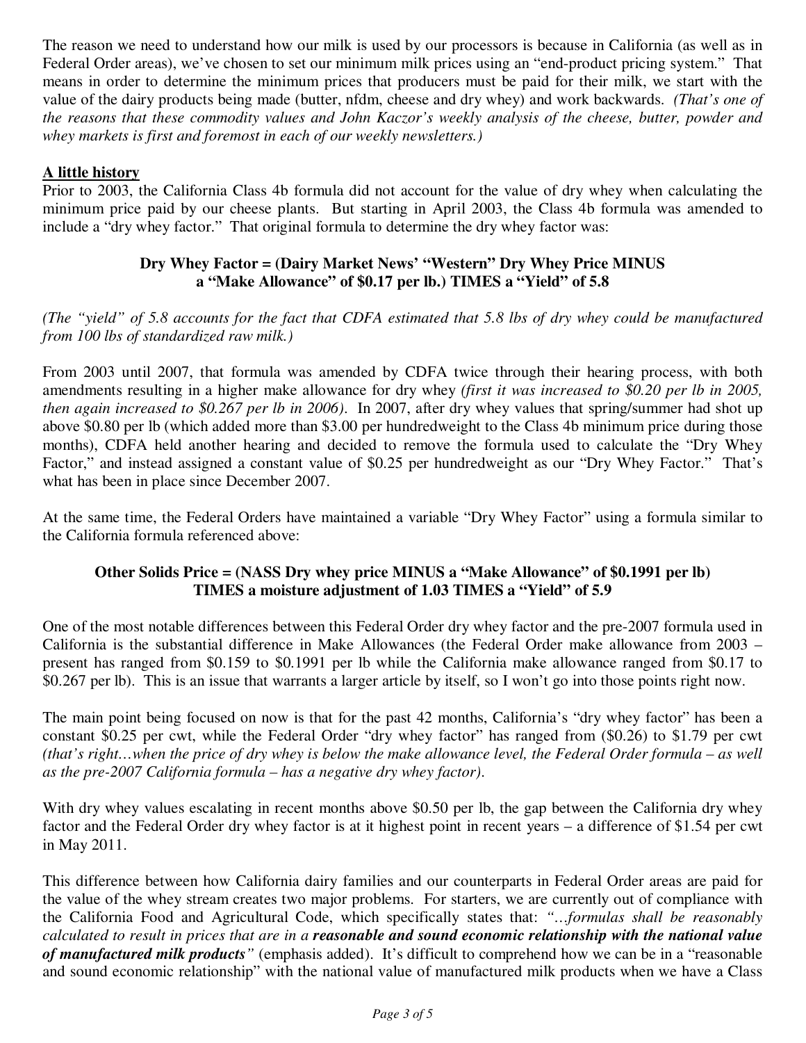The reason we need to understand how our milk is used by our processors is because in California (as well as in Federal Order areas), we've chosen to set our minimum milk prices using an "end-product pricing system." That means in order to determine the minimum prices that producers must be paid for their milk, we start with the value of the dairy products being made (butter, nfdm, cheese and dry whey) and work backwards. *(That's one of the reasons that these commodity values and John Kaczor's weekly analysis of the cheese, butter, powder and whey markets is first and foremost in each of our weekly newsletters.)*

**A little history**

Prior to 2003, the California Class 4b formula did not account for the value of dry whey when calculating the minimum price paid by our cheese plants. But starting in April 2003, the Class 4b formula was amended to include a "dry whey factor." That original formula to determine the dry whey factor was:

**Dry Whey Factor = (Dairy Market News' "Western" Dry Whey Price MINUS a "Make Allowance" of $0.17 per lb.) TIMES a "Yield" of 5.8**

*(The "yield" of 5.8 accounts for the fact that CDFA estimated that 5.8 lbs of dry whey could be manufactured from 100 lbs of standardized raw milk.)*

From 2003 until 2007, that formula was amended by CDFA twice through their hearing process, with both amendments resulting in a higher make allowance for dry whey *(first it was increased to $0.20 per lb in 2005, then again increased to $0.267 per lb in 2006)*. In 2007, after dry whey values that spring/summer had shot up above $0.80 per lb (which added more than $3.00 per hundredweight to the Class 4b minimum price during those months), CDFA held another hearing and decided to remove the formula used to calculate the "Dry Whey Factor," and instead assigned a constant value of $0.25 per hundredweight as our "Dry Whey Factor." That's what has been in place since December 2007.

At the same time, the Federal Orders have maintained a variable "Dry Whey Factor" using a formula similar to the California formula referenced above:

**Other Solids Price = (NASS Dry whey price MINUS a "Make Allowance" of $0.1991 per lb) TIMES a moisture adjustment of 1.03 TIMES a "Yield" of 5.9**

One of the most notable differences between this Federal Order dry whey factor and the pre-2007 formula used in California is the substantial difference in Make Allowances (the Federal Order make allowance from 2003 – present has ranged from $0.159 to $0.1991 per lb while the California make allowance ranged from $0.17 to $0.267 per lb). This is an issue that warrants a larger article by itself, so I won't go into those points right now.

The main point being focused on now is that for the past 42 months, California's "dry whey factor" has been a constant $0.25 per cwt, while the Federal Order "dry whey factor" has ranged from ($0.26) to $1.79 per cwt *(that's right…when the price of dry whey is below the make allowance level, the Federal Order formula – as well as the pre-2007 California formula – has a negative dry whey factor)*.

With dry whey values escalating in recent months above $0.50 per lb, the gap between the California dry whey factor and the Federal Order dry whey factor is at it highest point in recent years – a difference of $1.54 per cwt in May 2011.

This difference between how California dairy families and our counterparts in Federal Order areas are paid for the value of the whey stream creates two major problems. For starters, we are currently out of compliance with the California Food and Agricultural Code, which specifically states that: *"…formulas shall be reasonably calculated to result in prices that are in a* ***reasonable and sound economic relationship with the national value of manufactured milk products****"* (emphasis added). It's difficult to comprehend how we can be in a "reasonable and sound economic relationship" with the national value of manufactured milk products when we have a Class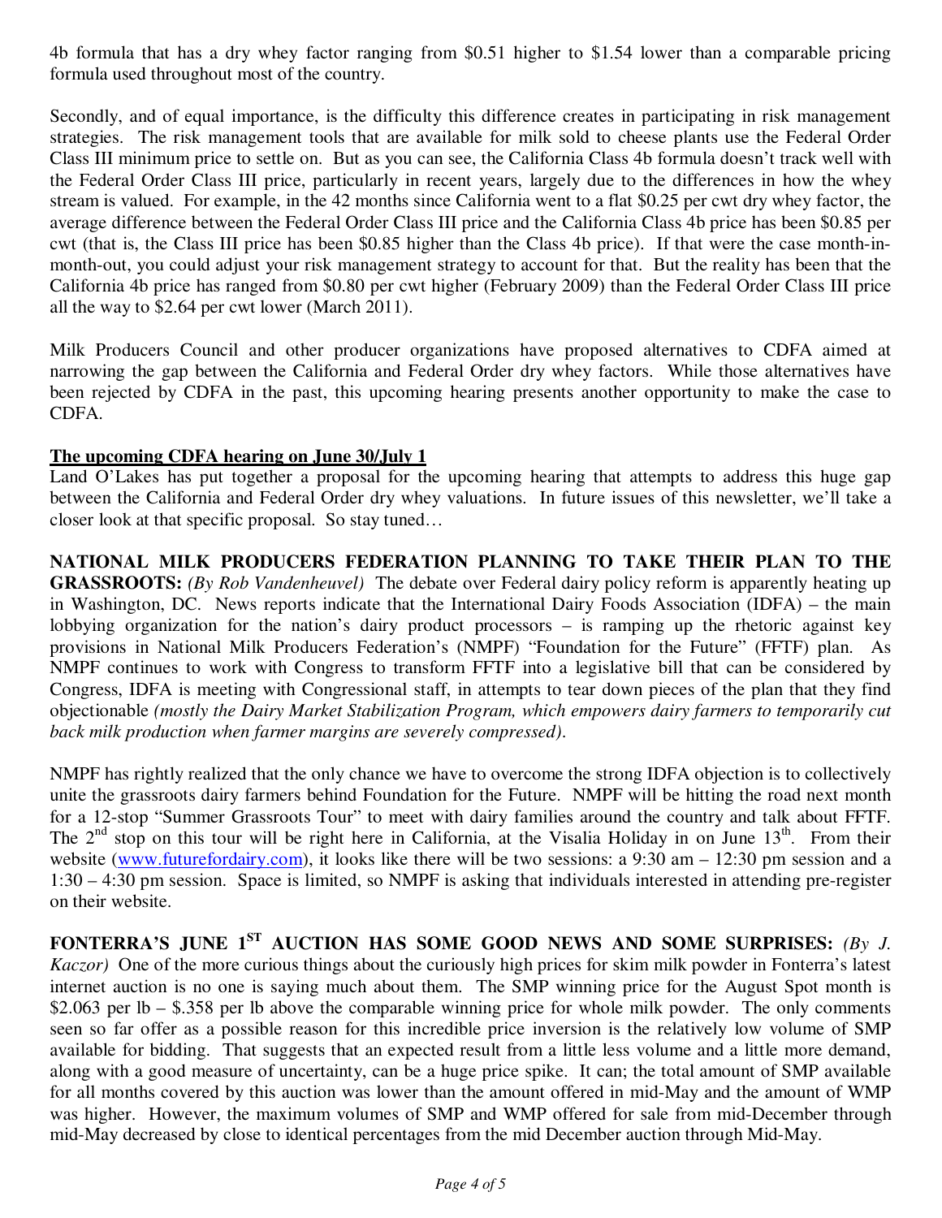4b formula that has a dry whey factor ranging from $0.51 higher to $1.54 lower than a comparable pricing formula used throughout most of the country.

Secondly, and of equal importance, is the difficulty this difference creates in participating in risk management strategies. The risk management tools that are available for milk sold to cheese plants use the Federal Order Class III minimum price to settle on. But as you can see, the California Class 4b formula doesn't track well with the Federal Order Class III price, particularly in recent years, largely due to the differences in how the whey stream is valued. For example, in the 42 months since California went to a flat $0.25 per cwt dry whey factor, the average difference between the Federal Order Class III price and the California Class 4b price has been $0.85 per cwt (that is, the Class III price has been $0.85 higher than the Class 4b price). If that were the case month-in-month-out, you could adjust your risk management strategy to account for that. But the reality has been that the California 4b price has ranged from $0.80 per cwt higher (February 2009) than the Federal Order Class III price all the way to $2.64 per cwt lower (March 2011).

Milk Producers Council and other producer organizations have proposed alternatives to CDFA aimed at narrowing the gap between the California and Federal Order dry whey factors. While those alternatives have been rejected by CDFA in the past, this upcoming hearing presents another opportunity to make the case to CDFA.

**The upcoming CDFA hearing on June 30/July 1**

Land O'Lakes has put together a proposal for the upcoming hearing that attempts to address this huge gap between the California and Federal Order dry whey valuations. In future issues of this newsletter, we'll take a closer look at that specific proposal. So stay tuned…

**NATIONAL MILK PRODUCERS FEDERATION PLANNING TO TAKE THEIR PLAN TO THE GRASSROOTS:** *(By Rob Vandenheuvel)* The debate over Federal dairy policy reform is apparently heating up in Washington, DC. News reports indicate that the International Dairy Foods Association (IDFA) – the main lobbying organization for the nation's dairy product processors – is ramping up the rhetoric against key provisions in National Milk Producers Federation's (NMPF) "Foundation for the Future" (FFTF) plan. As NMPF continues to work with Congress to transform FFTF into a legislative bill that can be considered by Congress, IDFA is meeting with Congressional staff, in attempts to tear down pieces of the plan that they find objectionable *(mostly the Dairy Market Stabilization Program, which empowers dairy farmers to temporarily cut back milk production when farmer margins are severely compressed)*.

NMPF has rightly realized that the only chance we have to overcome the strong IDFA objection is to collectively unite the grassroots dairy farmers behind Foundation for the Future. NMPF will be hitting the road next month for a 12-stop "Summer Grassroots Tour" to meet with dairy families around the country and talk about FFTF. The 2nd stop on this tour will be right here in California, at the Visalia Holiday in on June 13th. From their website (www.futurefordairy.com), it looks like there will be two sessions: a 9:30 am – 12:30 pm session and a 1:30 – 4:30 pm session. Space is limited, so NMPF is asking that individuals interested in attending pre-register on their website.

**FONTERRA'S JUNE 1ST AUCTION HAS SOME GOOD NEWS AND SOME SURPRISES:** *(By J. Kaczor)* One of the more curious things about the curiously high prices for skim milk powder in Fonterra's latest internet auction is no one is saying much about them. The SMP winning price for the August Spot month is $2.063 per lb – $.358 per lb above the comparable winning price for whole milk powder. The only comments seen so far offer as a possible reason for this incredible price inversion is the relatively low volume of SMP available for bidding. That suggests that an expected result from a little less volume and a little more demand, along with a good measure of uncertainty, can be a huge price spike. It can; the total amount of SMP available for all months covered by this auction was lower than the amount offered in mid-May and the amount of WMP was higher. However, the maximum volumes of SMP and WMP offered for sale from mid-December through mid-May decreased by close to identical percentages from the mid December auction through Mid-May.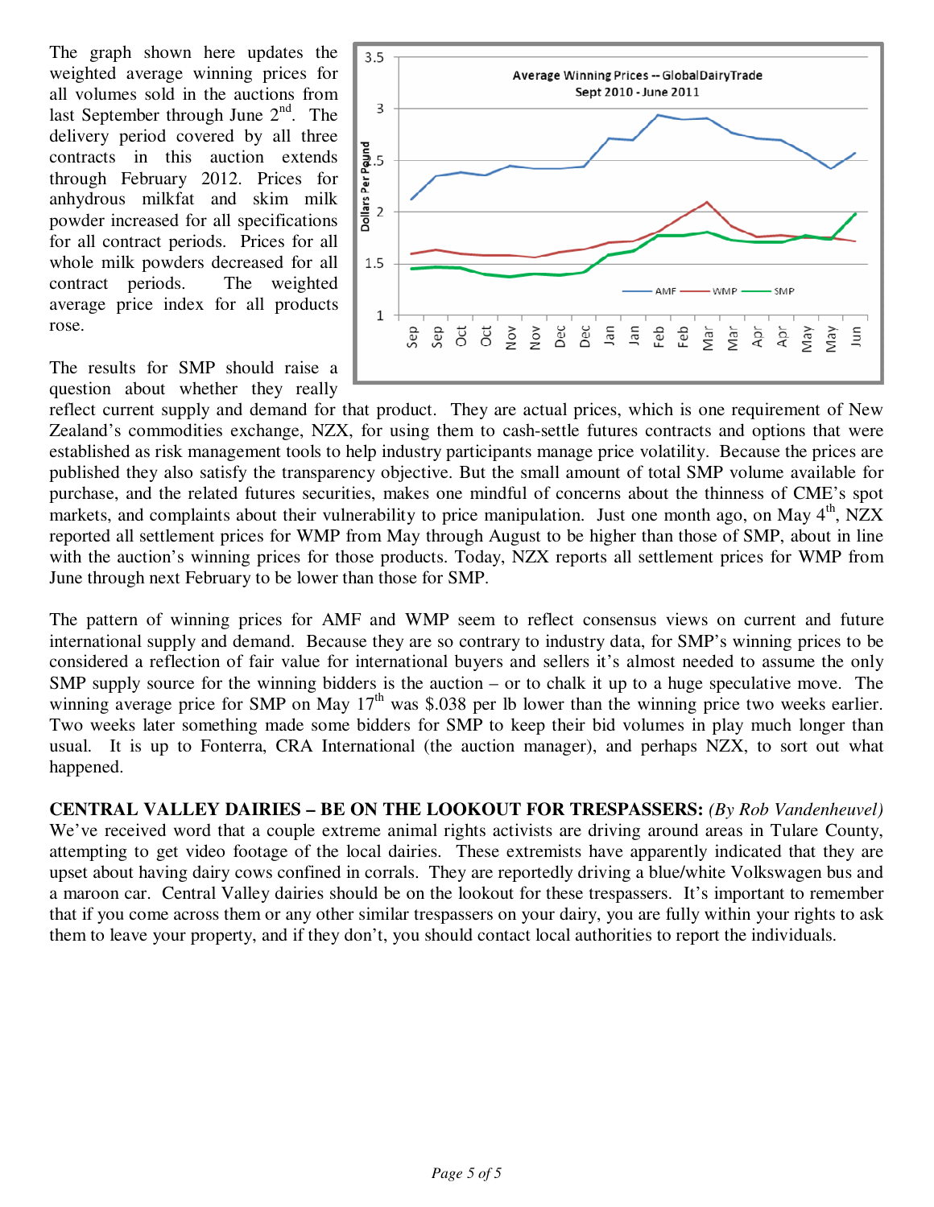The graph shown here updates the weighted average winning prices for all volumes sold in the auctions from last September through June 2nd. The delivery period covered by all three contracts in this auction extends through February 2012. Prices for anhydrous milkfat and skim milk powder increased for all specifications for all contract periods. Prices for all whole milk powders decreased for all contract periods. The weighted average price index for all products rose.

Average Winning Prices -- GlobalDairyTrade
Sept 2010 - June 2011

Dollars Per Pound

3.5
3
2.5
2
1.5
1

Sep Sep Oct Oct Nov Nov Dec Dec Jan Jan Feb Feb Mar Mar Apr Apr May May Jun

AMF WMP SMP

The results for SMP should raise a question about whether they really reflect current supply and demand for that product. They are actual prices, which is one requirement of New Zealand's commodities exchange, NZX, for using them to cash-settle futures contracts and options that were established as risk management tools to help industry participants manage price volatility. Because the prices are published they also satisfy the transparency objective. But the small amount of total SMP volume available for purchase, and the related futures securities, makes one mindful of concerns about the thinness of CME's spot markets, and complaints about their vulnerability to price manipulation. Just one month ago, on May 4th, NZX reported all settlement prices for WMP from May through August to be higher than those of SMP, about in line with the auction's winning prices for those products. Today, NZX reports all settlement prices for WMP from June through next February to be lower than those for SMP.

The pattern of winning prices for AMF and WMP seem to reflect consensus views on current and future international supply and demand. Because they are so contrary to industry data, for SMP's winning prices to be considered a reflection of fair value for international buyers and sellers it's almost needed to assume the only SMP supply source for the winning bidders is the auction – or to chalk it up to a huge speculative move. The winning average price for SMP on May 17th was $.038 per lb lower than the winning price two weeks earlier. Two weeks later something made some bidders for SMP to keep their bid volumes in play much longer than usual. It is up to Fonterra, CRA International (the auction manager), and perhaps NZX, to sort out what happened.

**CENTRAL VALLEY DAIRIES – BE ON THE LOOKOUT FOR TRESPASSERS:** *(By Rob Vandenheuvel)* We've received word that a couple extreme animal rights activists are driving around areas in Tulare County, attempting to get video footage of the local dairies. These extremists have apparently indicated that they are upset about having dairy cows confined in corrals. They are reportedly driving a blue/white Volkswagen bus and a maroon car. Central Valley dairies should be on the lookout for these trespassers. It's important to remember that if you come across them or any other similar trespassers on your dairy, you are fully within your rights to ask them to leave your property, and if they don't, you should contact local authorities to report the individuals.